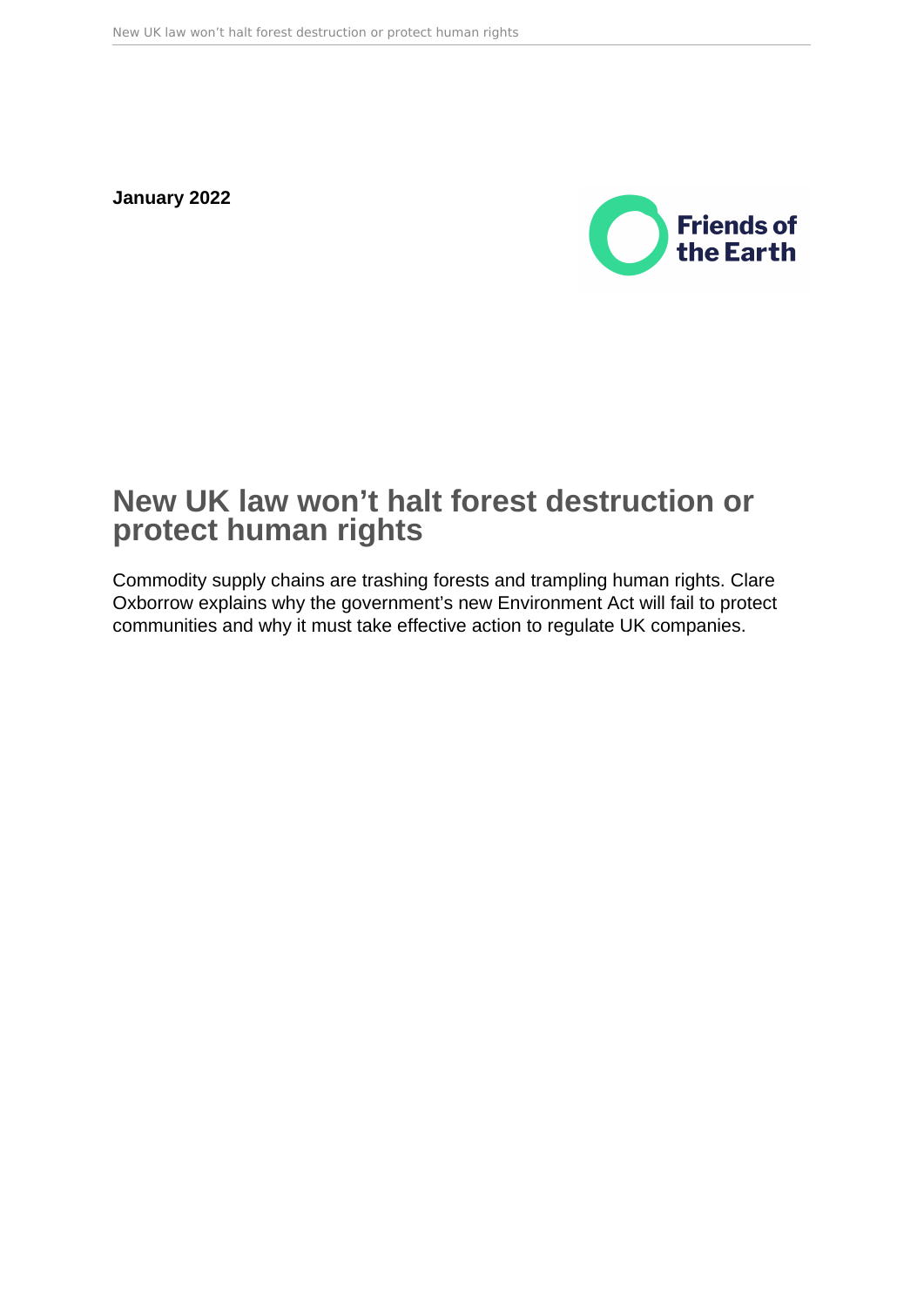**January 2022**

Friends of the Earth

# New UK law won’t halt forest destruction or protect human rights

Commodity supply chains are trashing forests and trampling human rights. Clare Oxborrow explains why the government’s new Environment Act will fail to protect communities and why it must take effective action to regulate UK companies.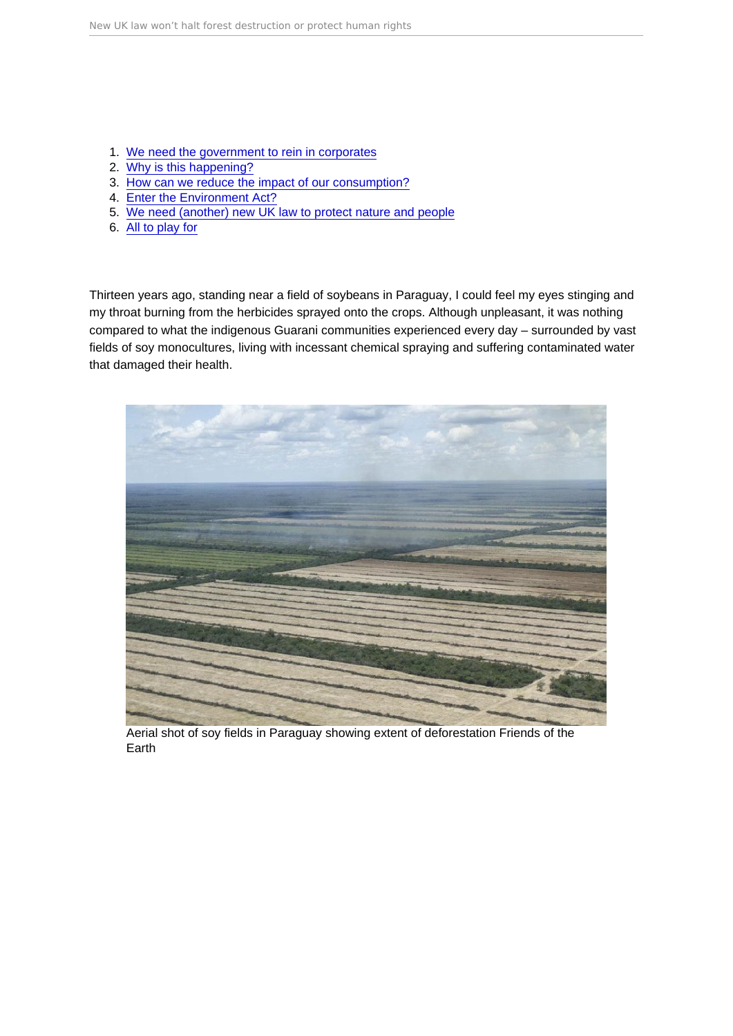1. We need the government to rein in corporates
2. Why is this happening?
3. How can we reduce the impact of our consumption?
4. Enter the Environment Act?
5. We need (another) new UK law to protect nature and people
6. All to play for

Thirteen years ago, standing near a field of soybeans in Paraguay, I could feel my eyes stinging and my throat burning from the herbicides sprayed onto the crops. Although unpleasant, it was nothing compared to what the indigenous Guarani communities experienced every day – surrounded by vast fields of soy monocultures, living with incessant chemical spraying and suffering contaminated water that damaged their health.

Aerial shot of soy fields in Paraguay showing extent of deforestation Friends of the Earth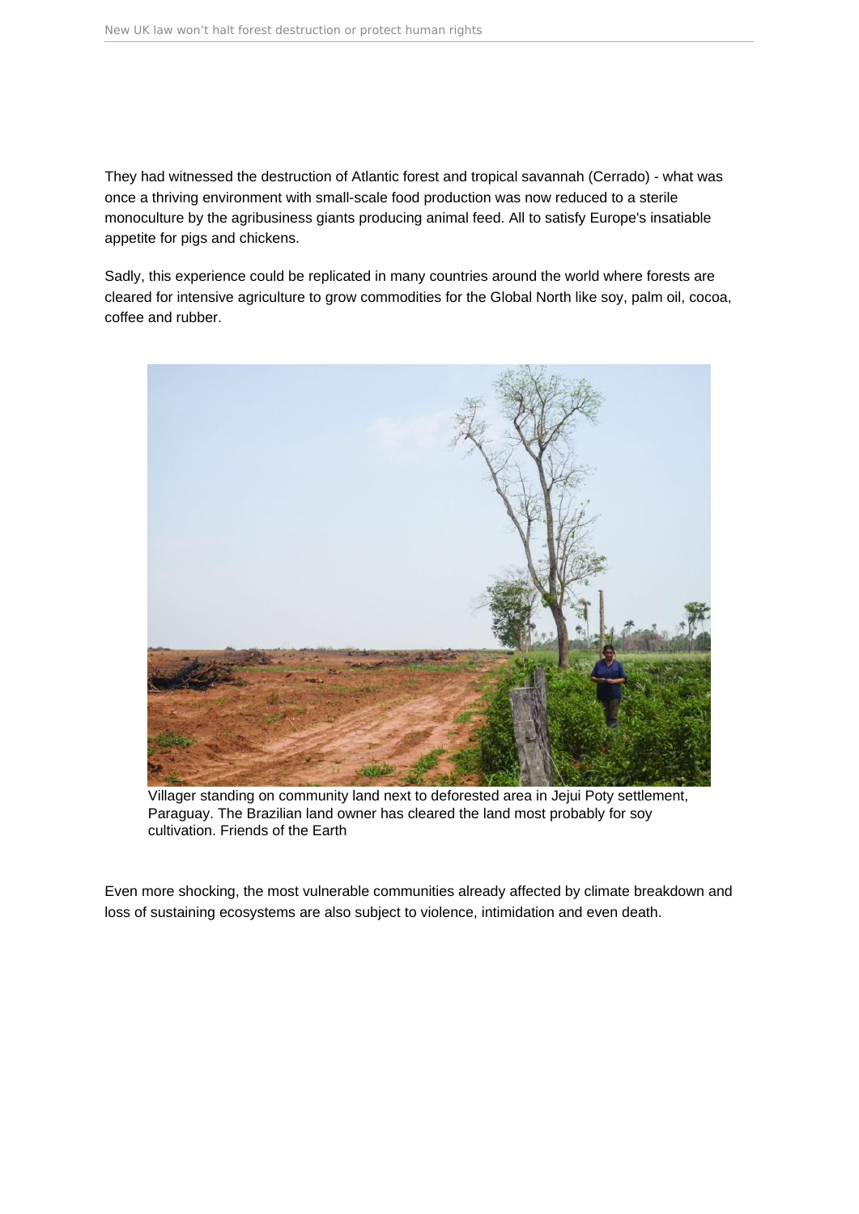They had witnessed the destruction of Atlantic forest and tropical savannah (Cerrado) - what was once a thriving environment with small-scale food production was now reduced to a sterile monoculture by the agribusiness giants producing animal feed. All to satisfy Europe's insatiable appetite for pigs and chickens.

Sadly, this experience could be replicated in many countries around the world where forests are cleared for intensive agriculture to grow commodities for the Global North like soy, palm oil, cocoa, coffee and rubber.

Villager standing on community land next to deforested area in Jejui Poty settlement, Paraguay. The Brazilian land owner has cleared the land most probably for soy cultivation. Friends of the Earth

Even more shocking, the most vulnerable communities already affected by climate breakdown and loss of sustaining ecosystems are also subject to violence, intimidation and even death.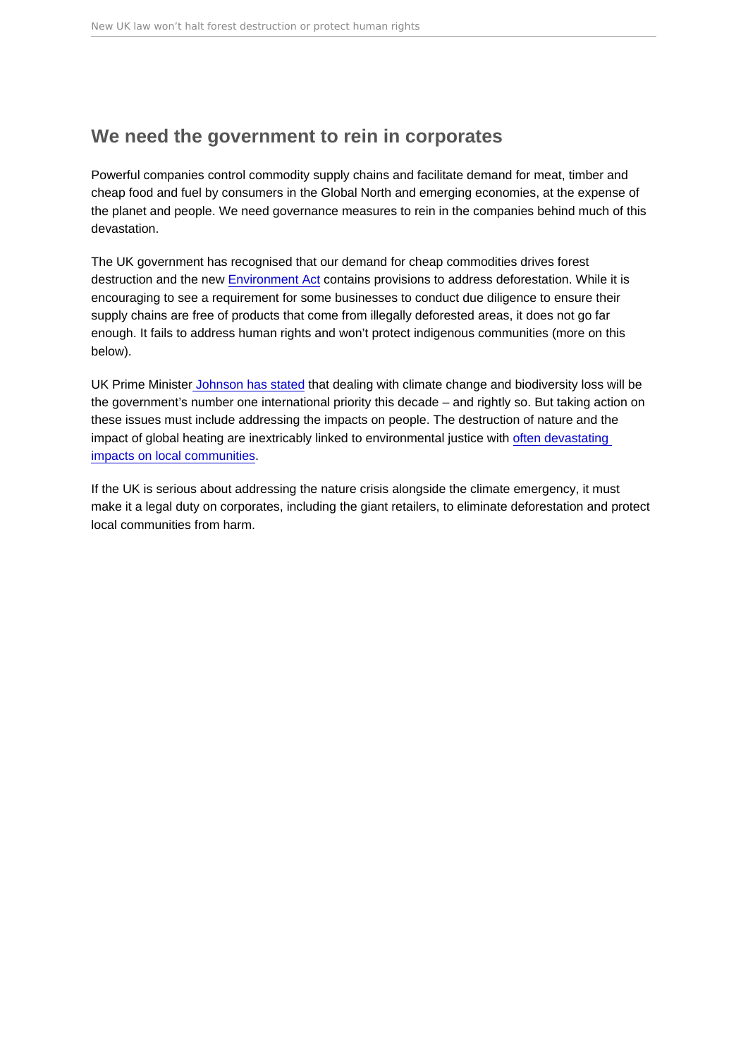## We need the government to rein in corporates

Powerful companies control commodity supply chains and facilitate demand for meat, timber and cheap food and fuel by consumers in the Global North and emerging economies, at the expense of the planet and people. We need governance measures to rein in the companies behind much of this devastation.

The UK government has recognised that our demand for cheap commodities drives forest destruction and the new Environment Act contains provisions to address deforestation. While it is encouraging to see a requirement for some businesses to conduct due diligence to ensure their supply chains are free of products that come from illegally deforested areas, it does not go far enough. It fails to address human rights and won't protect indigenous communities (more on this below).

UK Prime Minister Johnson has stated that dealing with climate change and biodiversity loss will be the government's number one international priority this decade – and rightly so. But taking action on these issues must include addressing the impacts on people. The destruction of nature and the impact of global heating are inextricably linked to environmental justice with often devastating impacts on local communities.

If the UK is serious about addressing the nature crisis alongside the climate emergency, it must make it a legal duty on corporates, including the giant retailers, to eliminate deforestation and protect local communities from harm.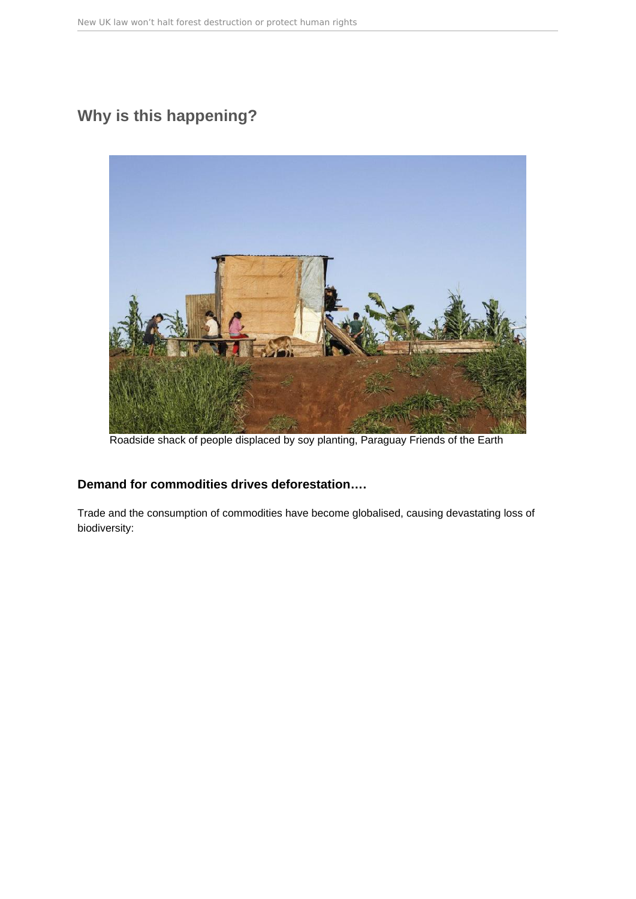## Why is this happening?

Roadside shack of people displaced by soy planting, Paraguay Friends of the Earth

### Demand for commodities drives deforestation….

Trade and the consumption of commodities have become globalised, causing devastating loss of biodiversity: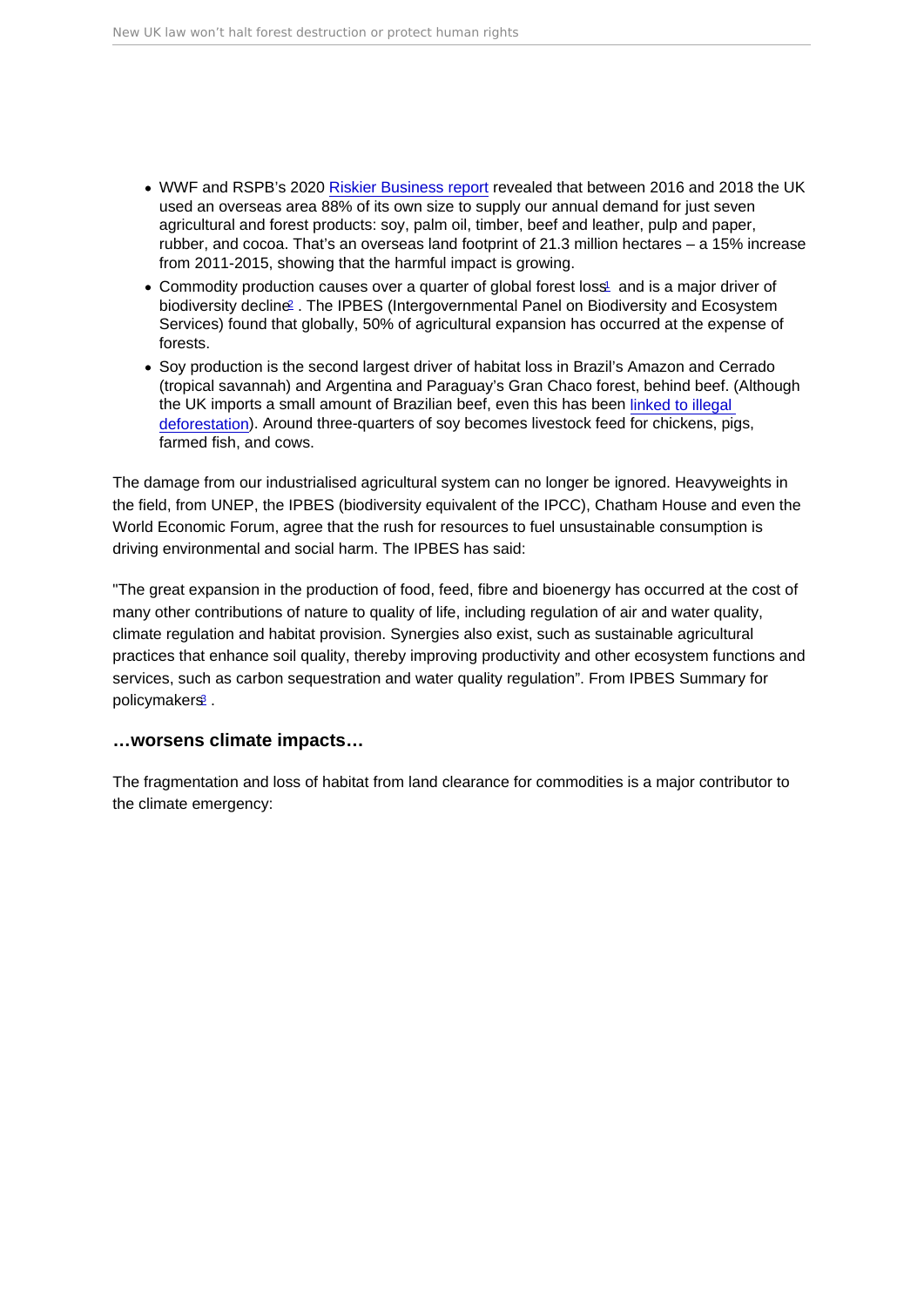- WWF and RSPB's 2020 Riskier Business report revealed that between 2016 and 2018 the UK used an overseas area 88% of its own size to supply our annual demand for just seven agricultural and forest products: soy, palm oil, timber, beef and leather, pulp and paper, rubber, and cocoa. That's an overseas land footprint of 21.3 million hectares – a 15% increase from 2011-2015, showing that the harmful impact is growing.
- Commodity production causes over a quarter of global forest loss[1] and is a major driver of biodiversity decline[2] . The IPBES (Intergovernmental Panel on Biodiversity and Ecosystem Services) found that globally, 50% of agricultural expansion has occurred at the expense of forests.
- Soy production is the second largest driver of habitat loss in Brazil's Amazon and Cerrado (tropical savannah) and Argentina and Paraguay's Gran Chaco forest, behind beef. (Although the UK imports a small amount of Brazilian beef, even this has been linked to illegal deforestation). Around three-quarters of soy becomes livestock feed for chickens, pigs, farmed fish, and cows.

The damage from our industrialised agricultural system can no longer be ignored. Heavyweights in the field, from UNEP, the IPBES (biodiversity equivalent of the IPCC), Chatham House and even the World Economic Forum, agree that the rush for resources to fuel unsustainable consumption is driving environmental and social harm. The IPBES has said:

"The great expansion in the production of food, feed, fibre and bioenergy has occurred at the cost of many other contributions of nature to quality of life, including regulation of air and water quality, climate regulation and habitat provision. Synergies also exist, such as sustainable agricultural practices that enhance soil quality, thereby improving productivity and other ecosystem functions and services, such as carbon sequestration and water quality regulation". From IPBES Summary for policymakers[3] .

### …worsens climate impacts…

The fragmentation and loss of habitat from land clearance for commodities is a major contributor to the climate emergency: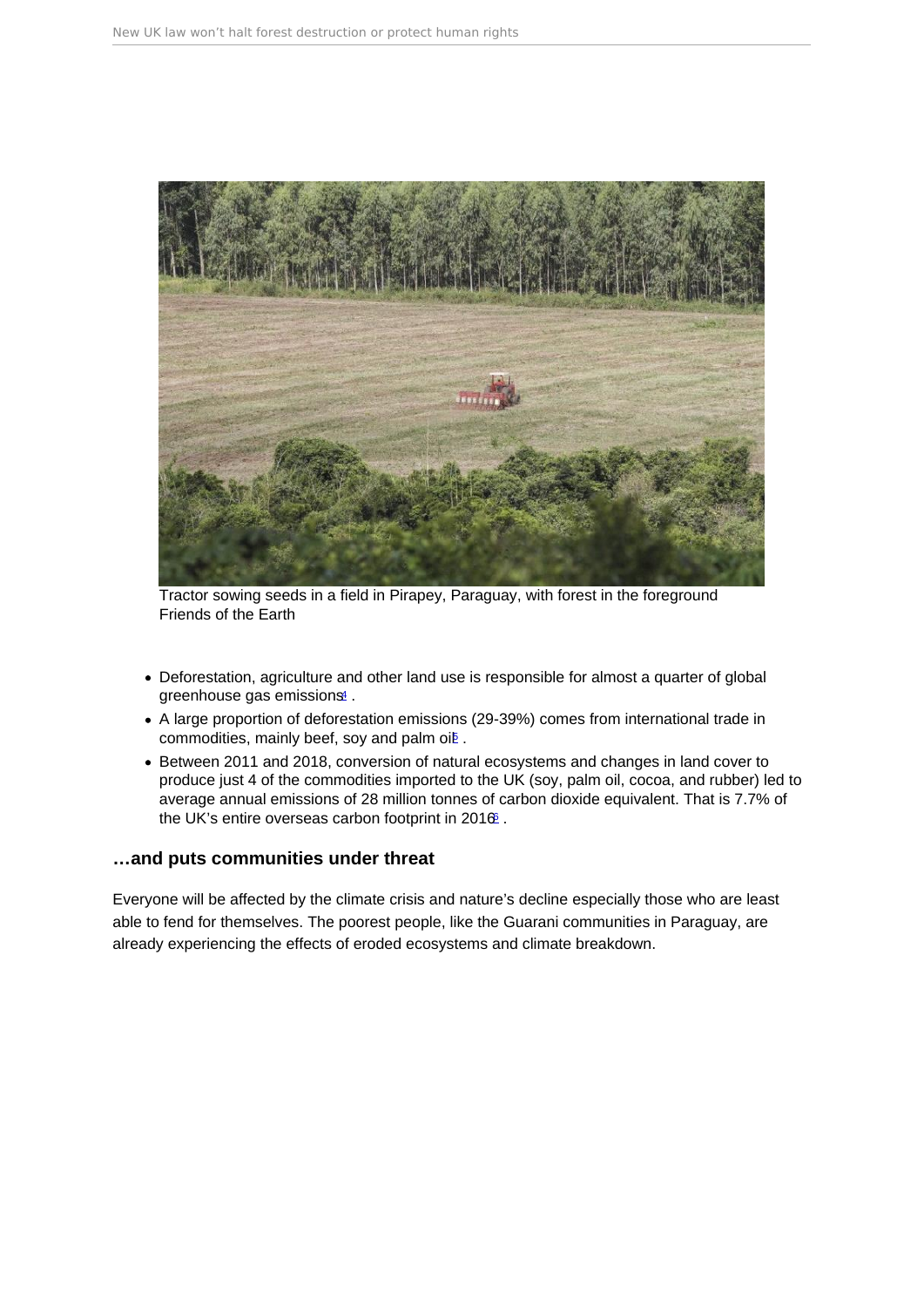Tractor sowing seeds in a field in Pirapey, Paraguay, with forest in the foreground
Friends of the Earth

- Deforestation, agriculture and other land use is responsible for almost a quarter of global greenhouse gas emissions[4] .
- A large proportion of deforestation emissions (29-39%) comes from international trade in commodities, mainly beef, soy and palm oil[5] .
- Between 2011 and 2018, conversion of natural ecosystems and changes in land cover to produce just 4 of the commodities imported to the UK (soy, palm oil, cocoa, and rubber) led to average annual emissions of 28 million tonnes of carbon dioxide equivalent. That is 7.7% of the UK's entire overseas carbon footprint in 2016[6] .

### …and puts communities under threat

Everyone will be affected by the climate crisis and nature's decline especially those who are least able to fend for themselves. The poorest people, like the Guarani communities in Paraguay, are already experiencing the effects of eroded ecosystems and climate breakdown.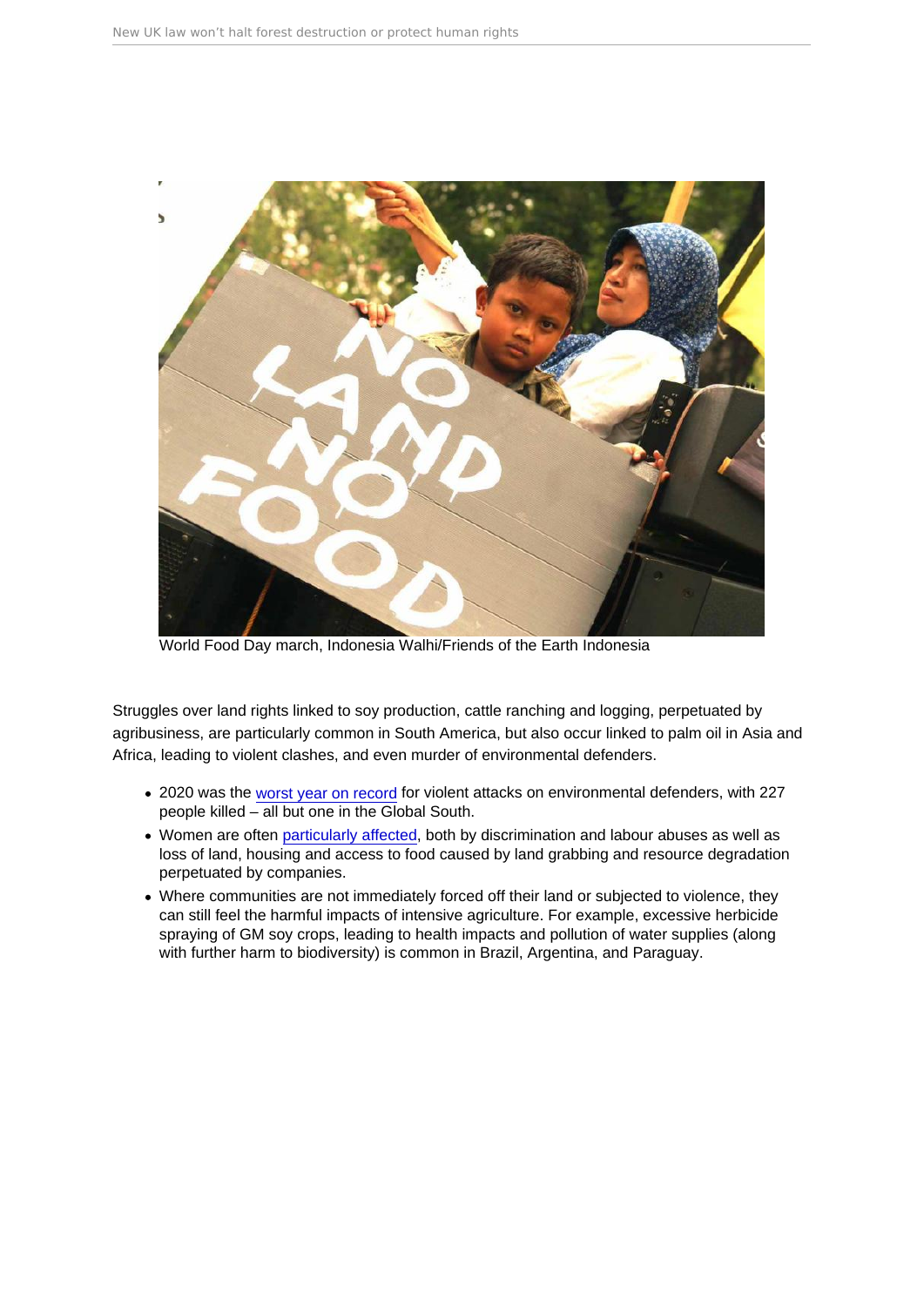World Food Day march, Indonesia Walhi/Friends of the Earth Indonesia

Struggles over land rights linked to soy production, cattle ranching and logging, perpetuated by agribusiness, are particularly common in South America, but also occur linked to palm oil in Asia and Africa, leading to violent clashes, and even murder of environmental defenders.

- 2020 was the worst year on record for violent attacks on environmental defenders, with 227 people killed – all but one in the Global South.
- Women are often particularly affected, both by discrimination and labour abuses as well as loss of land, housing and access to food caused by land grabbing and resource degradation perpetuated by companies.
- Where communities are not immediately forced off their land or subjected to violence, they can still feel the harmful impacts of intensive agriculture. For example, excessive herbicide spraying of GM soy crops, leading to health impacts and pollution of water supplies (along with further harm to biodiversity) is common in Brazil, Argentina, and Paraguay.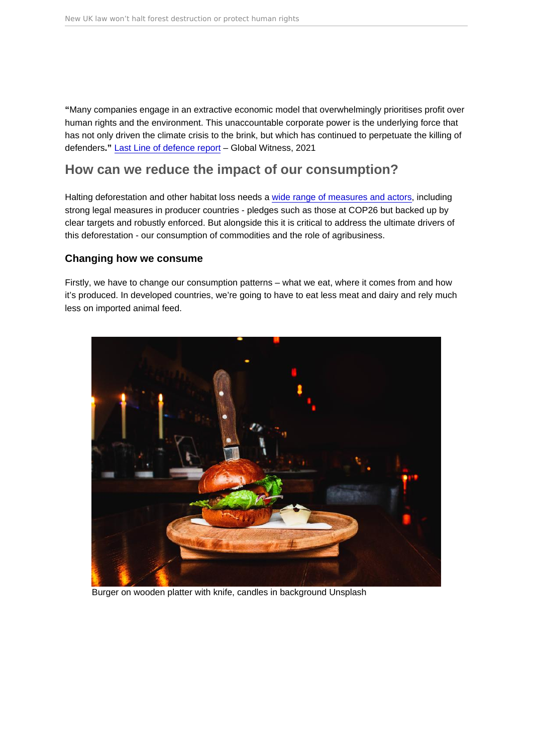"Many companies engage in an extractive economic model that overwhelmingly prioritises profit over human rights and the environment. This unaccountable corporate power is the underlying force that has not only driven the climate crisis to the brink, but which has continued to perpetuate the killing of defenders**."** Last Line of defence report – Global Witness, 2021

## How can we reduce the impact of our consumption?

Halting deforestation and other habitat loss needs a wide range of measures and actors, including strong legal measures in producer countries - pledges such as those at COP26 but backed up by clear targets and robustly enforced. But alongside this it is critical to address the ultimate drivers of this deforestation - our consumption of commodities and the role of agribusiness.

### Changing how we consume

Firstly, we have to change our consumption patterns – what we eat, where it comes from and how it's produced. In developed countries, we're going to have to eat less meat and dairy and rely much less on imported animal feed.

Burger on wooden platter with knife, candles in background Unsplash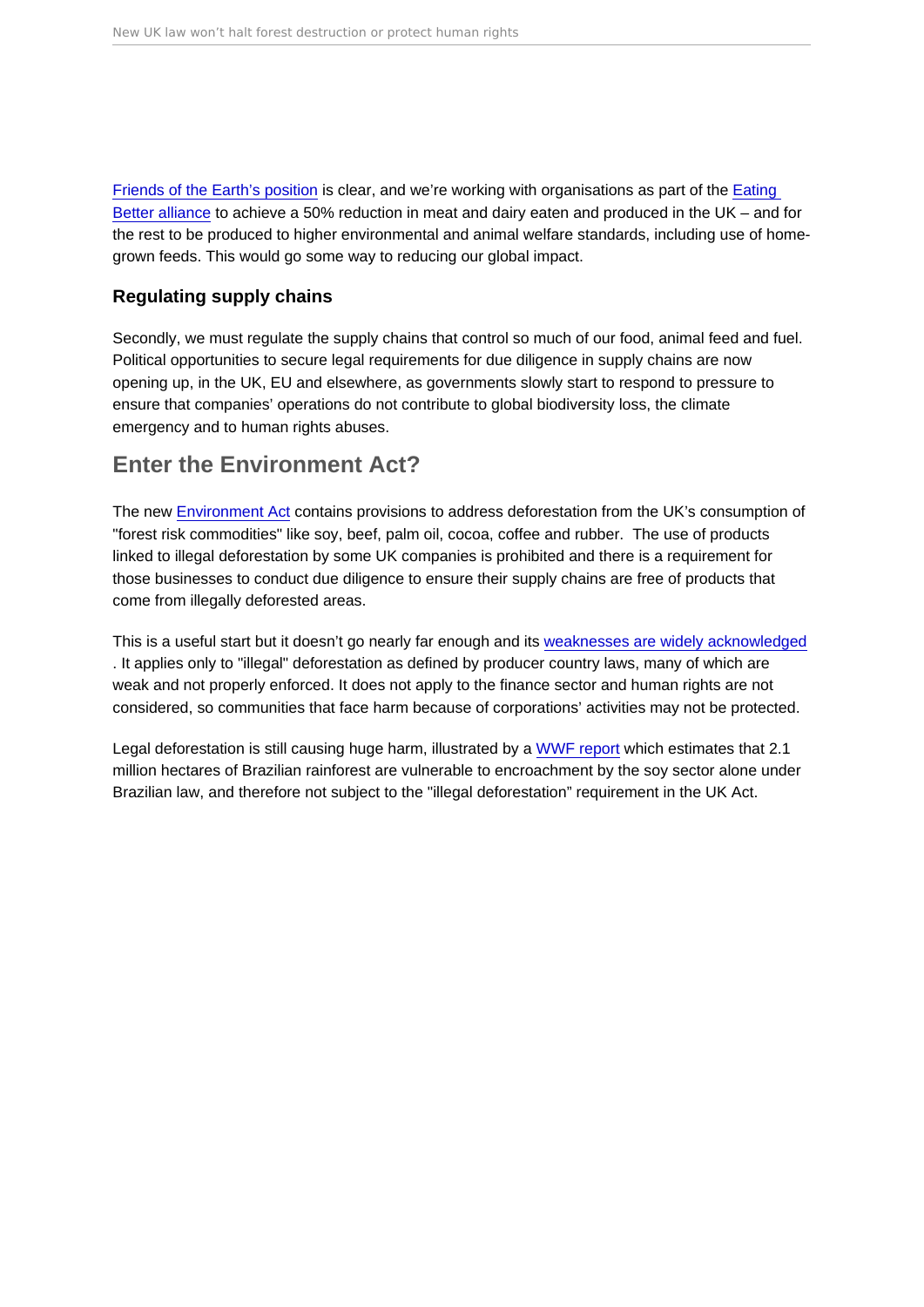Friends of the Earth's position is clear, and we're working with organisations as part of the Eating Better alliance to achieve a 50% reduction in meat and dairy eaten and produced in the UK – and for the rest to be produced to higher environmental and animal welfare standards, including use of home-grown feeds. This would go some way to reducing our global impact.

### Regulating supply chains

Secondly, we must regulate the supply chains that control so much of our food, animal feed and fuel. Political opportunities to secure legal requirements for due diligence in supply chains are now opening up, in the UK, EU and elsewhere, as governments slowly start to respond to pressure to ensure that companies' operations do not contribute to global biodiversity loss, the climate emergency and to human rights abuses.

## Enter the Environment Act?

The new Environment Act contains provisions to address deforestation from the UK's consumption of "forest risk commodities" like soy, beef, palm oil, cocoa, coffee and rubber. The use of products linked to illegal deforestation by some UK companies is prohibited and there is a requirement for those businesses to conduct due diligence to ensure their supply chains are free of products that come from illegally deforested areas.

This is a useful start but it doesn't go nearly far enough and its weaknesses are widely acknowledged. It applies only to "illegal" deforestation as defined by producer country laws, many of which are weak and not properly enforced. It does not apply to the finance sector and human rights are not considered, so communities that face harm because of corporations' activities may not be protected.

Legal deforestation is still causing huge harm, illustrated by a WWF report which estimates that 2.1 million hectares of Brazilian rainforest are vulnerable to encroachment by the soy sector alone under Brazilian law, and therefore not subject to the "illegal deforestation" requirement in the UK Act.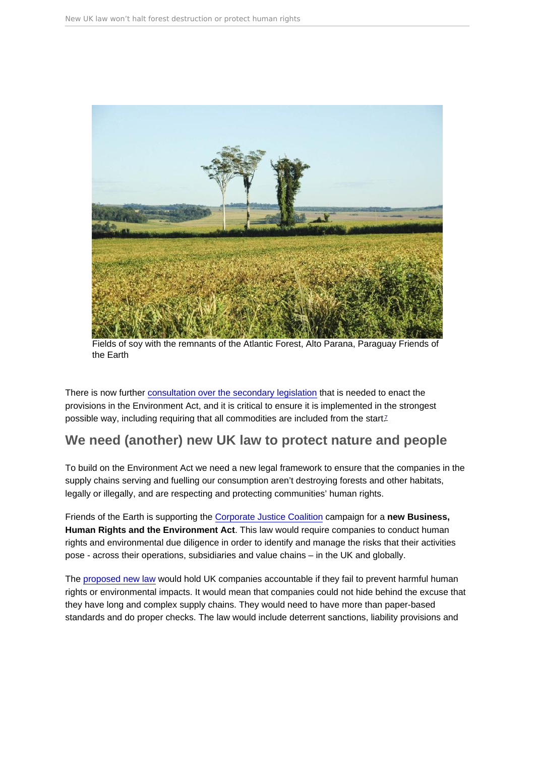Fields of soy with the remnants of the Atlantic Forest, Alto Parana, Paraguay Friends of the Earth

There is now further consultation over the secondary legislation that is needed to enact the provisions in the Environment Act, and it is critical to ensure it is implemented in the strongest possible way, including requiring that all commodities are included from the start[7]

## We need (another) new UK law to protect nature and people

To build on the Environment Act we need a new legal framework to ensure that the companies in the supply chains serving and fuelling our consumption aren't destroying forests and other habitats, legally or illegally, and are respecting and protecting communities' human rights.

Friends of the Earth is supporting the Corporate Justice Coalition campaign for a **new Business, Human Rights and the Environment Act**. This law would require companies to conduct human rights and environmental due diligence in order to identify and manage the risks that their activities pose - across their operations, subsidiaries and value chains – in the UK and globally.

The proposed new law would hold UK companies accountable if they fail to prevent harmful human rights or environmental impacts. It would mean that companies could not hide behind the excuse that they have long and complex supply chains. They would need to have more than paper-based standards and do proper checks. The law would include deterrent sanctions, liability provisions and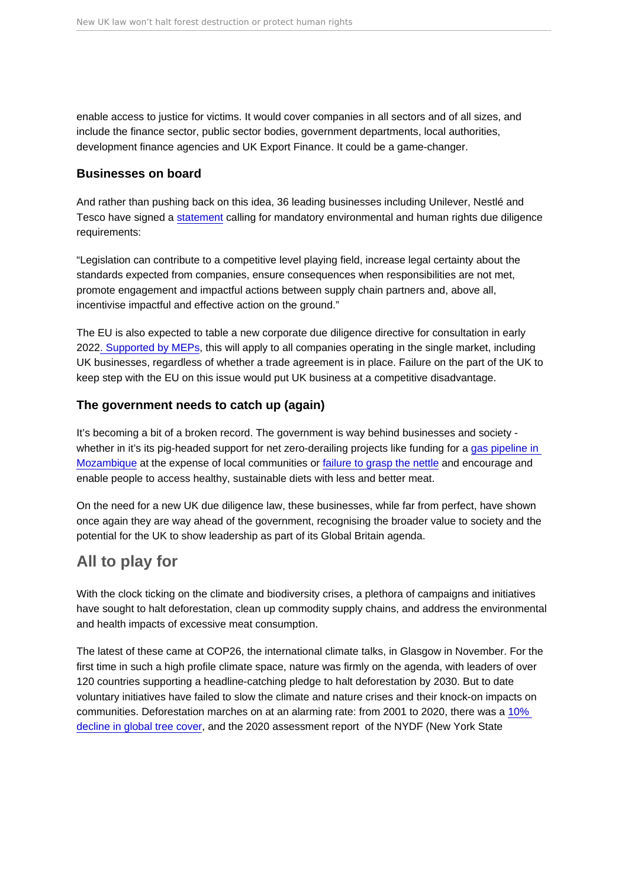enable access to justice for victims. It would cover companies in all sectors and of all sizes, and include the finance sector, public sector bodies, government departments, local authorities, development finance agencies and UK Export Finance. It could be a game-changer.

### Businesses on board

And rather than pushing back on this idea, 36 leading businesses including Unilever, Nestlé and Tesco have signed a statement calling for mandatory environmental and human rights due diligence requirements:

"Legislation can contribute to a competitive level playing field, increase legal certainty about the standards expected from companies, ensure consequences when responsibilities are not met, promote engagement and impactful actions between supply chain partners and, above all, incentivise impactful and effective action on the ground."

The EU is also expected to table a new corporate due diligence directive for consultation in early 2022. Supported by MEPs, this will apply to all companies operating in the single market, including UK businesses, regardless of whether a trade agreement is in place. Failure on the part of the UK to keep step with the EU on this issue would put UK business at a competitive disadvantage.

### The government needs to catch up (again)

It's becoming a bit of a broken record. The government is way behind businesses and society - whether in it's its pig-headed support for net zero-derailing projects like funding for a gas pipeline in Mozambique at the expense of local communities or failure to grasp the nettle and encourage and enable people to access healthy, sustainable diets with less and better meat.

On the need for a new UK due diligence law, these businesses, while far from perfect, have shown once again they are way ahead of the government, recognising the broader value to society and the potential for the UK to show leadership as part of its Global Britain agenda.

## All to play for

With the clock ticking on the climate and biodiversity crises, a plethora of campaigns and initiatives have sought to halt deforestation, clean up commodity supply chains, and address the environmental and health impacts of excessive meat consumption.

The latest of these came at COP26, the international climate talks, in Glasgow in November. For the first time in such a high profile climate space, nature was firmly on the agenda, with leaders of over 120 countries supporting a headline-catching pledge to halt deforestation by 2030. But to date voluntary initiatives have failed to slow the climate and nature crises and their knock-on impacts on communities. Deforestation marches on at an alarming rate: from 2001 to 2020, there was a 10% decline in global tree cover, and the 2020 assessment report of the NYDF (New York State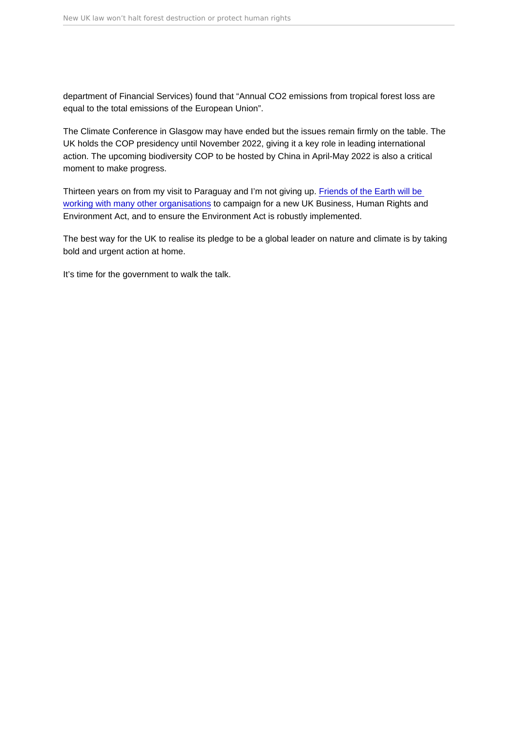department of Financial Services) found that “Annual $CO_2$ emissions from tropical forest loss are equal to the total emissions of the European Union”.

The Climate Conference in Glasgow may have ended but the issues remain firmly on the table. The UK holds the COP presidency until November 2022, giving it a key role in leading international action. The upcoming biodiversity COP to be hosted by China in April-May 2022 is also a critical moment to make progress.

Thirteen years on from my visit to Paraguay and I’m not giving up. Friends of the Earth will be working with many other organisations to campaign for a new UK Business, Human Rights and Environment Act, and to ensure the Environment Act is robustly implemented.

The best way for the UK to realise its pledge to be a global leader on nature and climate is by taking bold and urgent action at home.

It’s time for the government to walk the talk.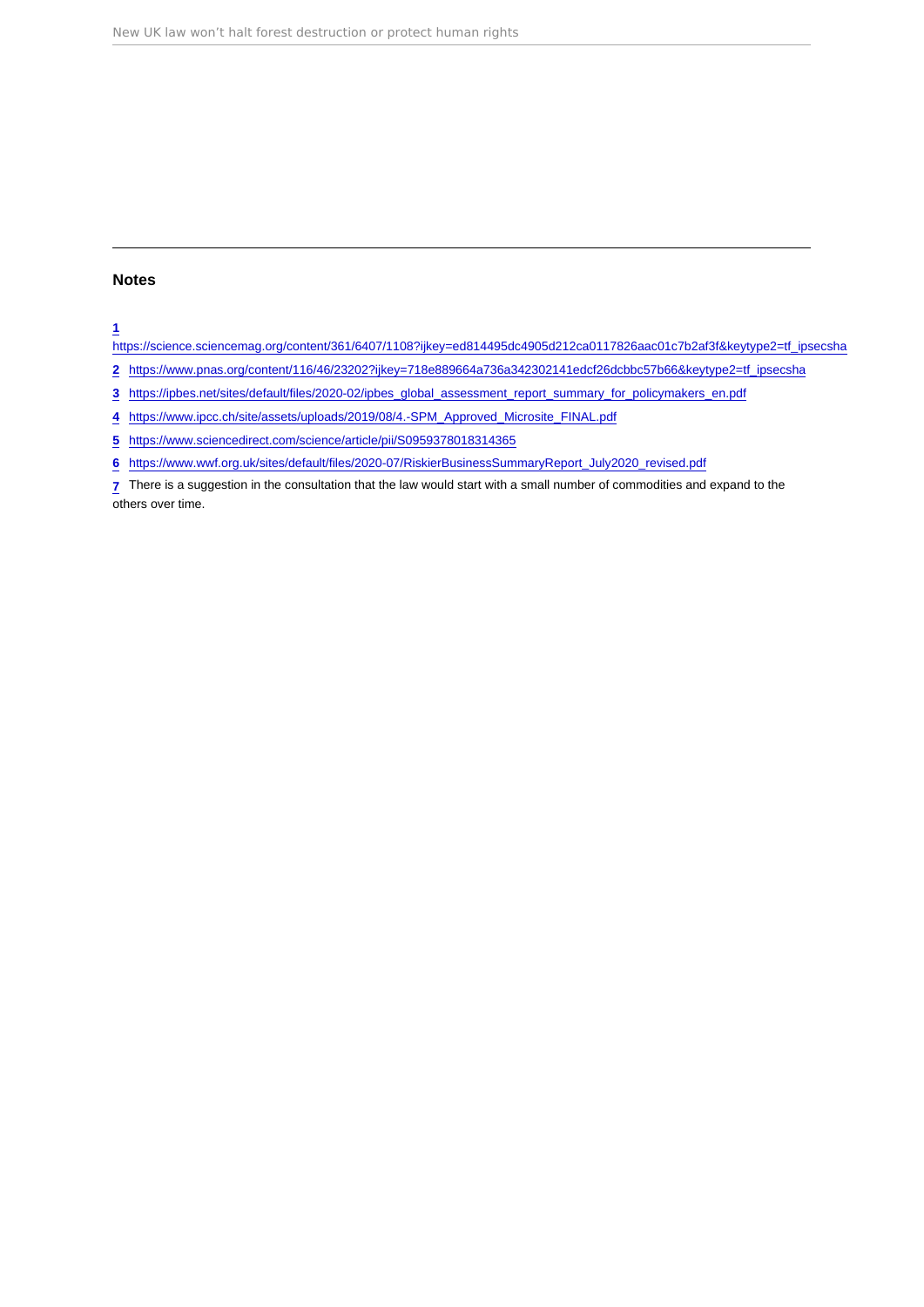## Notes

1 https://science.sciencemag.org/content/361/6407/1108?ijkey=ed814495dc4905d212ca0117826aac01c7b2af3f&keytype2=tf_ipsecsha

2 https://www.pnas.org/content/116/46/23202?ijkey=718e889664a736a342302141edcf26dcbbc57b66&keytype2=tf_ipsecsha

3 https://ipbes.net/sites/default/files/2020-02/ipbes_global_assessment_report_summary_for_policymakers_en.pdf

4 https://www.ipcc.ch/site/assets/uploads/2019/08/4.-SPM_Approved_Microsite_FINAL.pdf

5 https://www.sciencedirect.com/science/article/pii/S0959378018314365

6 https://www.wwf.org.uk/sites/default/files/2020-07/RiskierBusinessSummaryReport_July2020_revised.pdf

7 There is a suggestion in the consultation that the law would start with a small number of commodities and expand to the others over time.